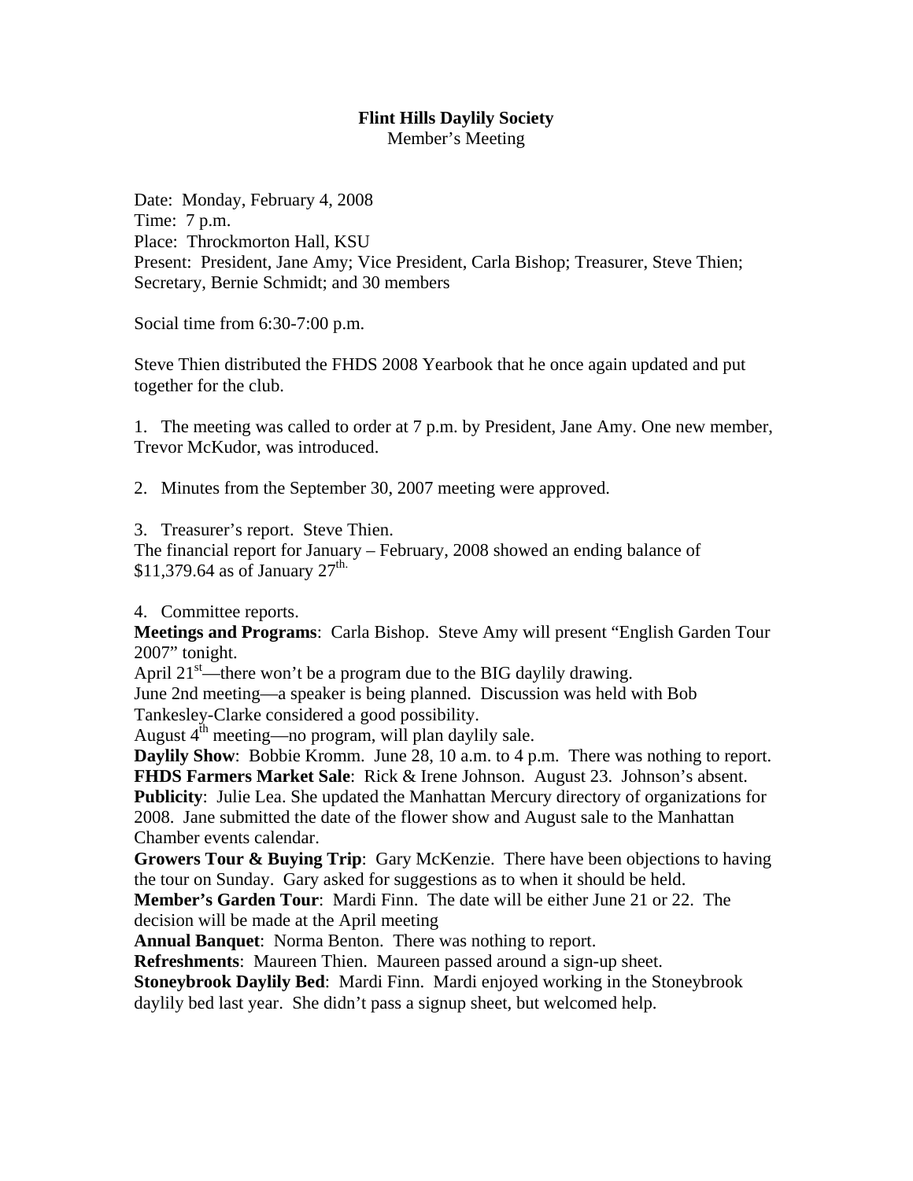**Flint Hills Daylily Society**
Member's Meeting

Date: Monday, February 4, 2008
Time: 7 p.m.
Place: Throckmorton Hall, KSU
Present: President, Jane Amy; Vice President, Carla Bishop; Treasurer, Steve Thien; Secretary, Bernie Schmidt; and 30 members

Social time from 6:30-7:00 p.m.

Steve Thien distributed the FHDS 2008 Yearbook that he once again updated and put together for the club.

1. The meeting was called to order at 7 p.m. by President, Jane Amy. One new member, Trevor McKudor, was introduced.

2. Minutes from the September 30, 2007 meeting were approved.

3. Treasurer's report. Steve Thien.
The financial report for January – February, 2008 showed an ending balance of $11,379.64 as of January 27th.

4. Committee reports.
**Meetings and Programs**: Carla Bishop. Steve Amy will present "English Garden Tour 2007" tonight.
April 21st—there won't be a program due to the BIG daylily drawing.
June 2nd meeting—a speaker is being planned. Discussion was held with Bob Tankesley-Clarke considered a good possibility.
August 4th meeting—no program, will plan daylily sale.
**Daylily Show**: Bobbie Kromm. June 28, 10 a.m. to 4 p.m. There was nothing to report.
**FHDS Farmers Market Sale**: Rick & Irene Johnson. August 23. Johnson's absent.
**Publicity**: Julie Lea. She updated the Manhattan Mercury directory of organizations for 2008. Jane submitted the date of the flower show and August sale to the Manhattan Chamber events calendar.
**Growers Tour & Buying Trip**: Gary McKenzie. There have been objections to having the tour on Sunday. Gary asked for suggestions as to when it should be held.
**Member's Garden Tour**: Mardi Finn. The date will be either June 21 or 22. The decision will be made at the April meeting
**Annual Banquet**: Norma Benton. There was nothing to report.
**Refreshments**: Maureen Thien. Maureen passed around a sign-up sheet.
**Stoneybrook Daylily Bed**: Mardi Finn. Mardi enjoyed working in the Stoneybrook daylily bed last year. She didn't pass a signup sheet, but welcomed help.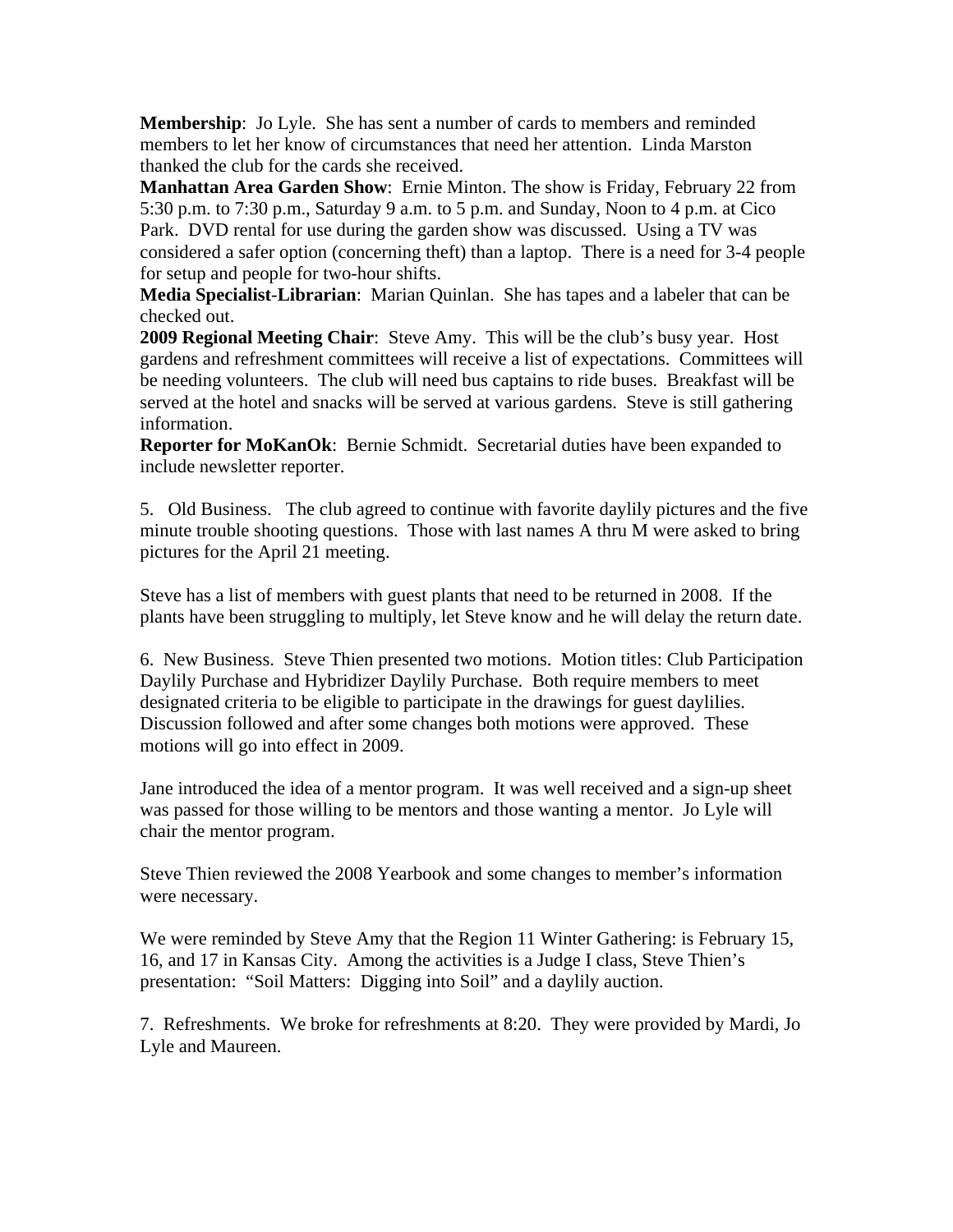**Membership**: Jo Lyle. She has sent a number of cards to members and reminded members to let her know of circumstances that need her attention. Linda Marston thanked the club for the cards she received.

**Manhattan Area Garden Show**: Ernie Minton. The show is Friday, February 22 from 5:30 p.m. to 7:30 p.m., Saturday 9 a.m. to 5 p.m. and Sunday, Noon to 4 p.m. at Cico Park. DVD rental for use during the garden show was discussed. Using a TV was considered a safer option (concerning theft) than a laptop. There is a need for 3-4 people for setup and people for two-hour shifts.

**Media Specialist-Librarian**: Marian Quinlan. She has tapes and a labeler that can be checked out.

**2009 Regional Meeting Chair**: Steve Amy. This will be the club's busy year. Host gardens and refreshment committees will receive a list of expectations. Committees will be needing volunteers. The club will need bus captains to ride buses. Breakfast will be served at the hotel and snacks will be served at various gardens. Steve is still gathering information.

**Reporter for MoKanOk**: Bernie Schmidt. Secretarial duties have been expanded to include newsletter reporter.

5. Old Business. The club agreed to continue with favorite daylily pictures and the five minute trouble shooting questions. Those with last names A thru M were asked to bring pictures for the April 21 meeting.

Steve has a list of members with guest plants that need to be returned in 2008. If the plants have been struggling to multiply, let Steve know and he will delay the return date.

6. New Business. Steve Thien presented two motions. Motion titles: Club Participation Daylily Purchase and Hybridizer Daylily Purchase. Both require members to meet designated criteria to be eligible to participate in the drawings for guest daylilies. Discussion followed and after some changes both motions were approved. These motions will go into effect in 2009.

Jane introduced the idea of a mentor program. It was well received and a sign-up sheet was passed for those willing to be mentors and those wanting a mentor. Jo Lyle will chair the mentor program.

Steve Thien reviewed the 2008 Yearbook and some changes to member's information were necessary.

We were reminded by Steve Amy that the Region 11 Winter Gathering: is February 15, 16, and 17 in Kansas City. Among the activities is a Judge I class, Steve Thien's presentation: "Soil Matters: Digging into Soil" and a daylily auction.

7. Refreshments. We broke for refreshments at 8:20. They were provided by Mardi, Jo Lyle and Maureen.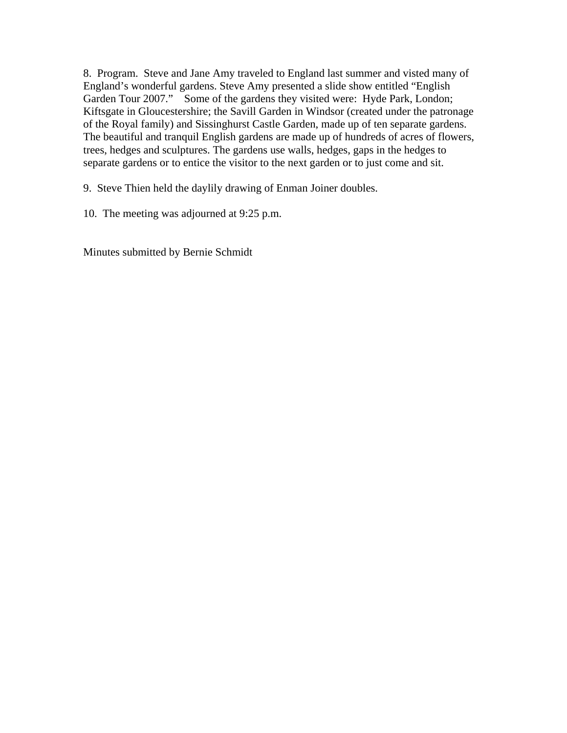8. Program. Steve and Jane Amy traveled to England last summer and visted many of England's wonderful gardens. Steve Amy presented a slide show entitled "English Garden Tour 2007." Some of the gardens they visited were: Hyde Park, London; Kiftsgate in Gloucestershire; the Savill Garden in Windsor (created under the patronage of the Royal family) and Sissinghurst Castle Garden, made up of ten separate gardens. The beautiful and tranquil English gardens are made up of hundreds of acres of flowers, trees, hedges and sculptures. The gardens use walls, hedges, gaps in the hedges to separate gardens or to entice the visitor to the next garden or to just come and sit.

9. Steve Thien held the daylily drawing of Enman Joiner doubles.

10. The meeting was adjourned at 9:25 p.m.

Minutes submitted by Bernie Schmidt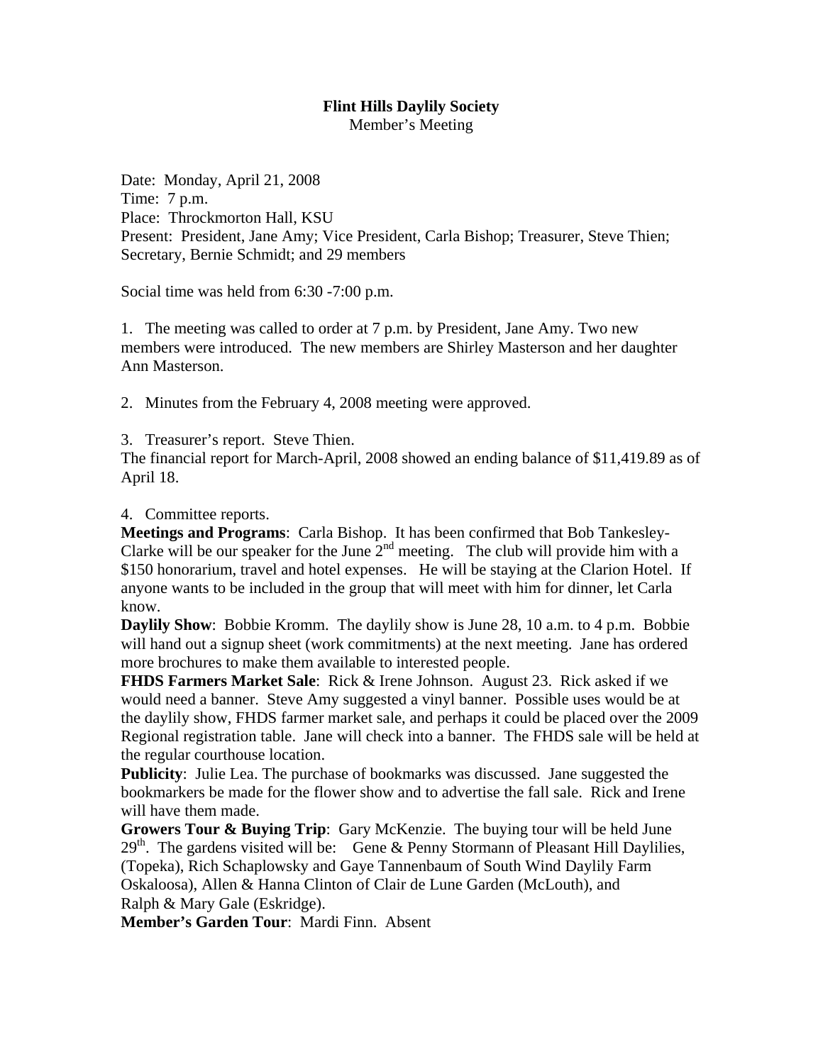**Flint Hills Daylily Society**

Member's Meeting

Date: Monday, April 21, 2008
Time: 7 p.m.
Place: Throckmorton Hall, KSU
Present: President, Jane Amy; Vice President, Carla Bishop; Treasurer, Steve Thien; Secretary, Bernie Schmidt; and 29 members

Social time was held from 6:30 -7:00 p.m.

1. The meeting was called to order at 7 p.m. by President, Jane Amy. Two new members were introduced. The new members are Shirley Masterson and her daughter Ann Masterson.

2. Minutes from the February 4, 2008 meeting were approved.

3. Treasurer's report. Steve Thien.
The financial report for March-April, 2008 showed an ending balance of $11,419.89 as of April 18.

4. Committee reports.
**Meetings and Programs**: Carla Bishop. It has been confirmed that Bob Tankesley-Clarke will be our speaker for the June 2nd meeting. The club will provide him with a $150 honorarium, travel and hotel expenses. He will be staying at the Clarion Hotel. If anyone wants to be included in the group that will meet with him for dinner, let Carla know.
**Daylily Show**: Bobbie Kromm. The daylily show is June 28, 10 a.m. to 4 p.m. Bobbie will hand out a signup sheet (work commitments) at the next meeting. Jane has ordered more brochures to make them available to interested people.
**FHDS Farmers Market Sale**: Rick & Irene Johnson. August 23. Rick asked if we would need a banner. Steve Amy suggested a vinyl banner. Possible uses would be at the daylily show, FHDS farmer market sale, and perhaps it could be placed over the 2009 Regional registration table. Jane will check into a banner. The FHDS sale will be held at the regular courthouse location.
**Publicity**: Julie Lea. The purchase of bookmarks was discussed. Jane suggested the bookmarkers be made for the flower show and to advertise the fall sale. Rick and Irene will have them made.
**Growers Tour & Buying Trip**: Gary McKenzie. The buying tour will be held June 29th. The gardens visited will be: Gene & Penny Stormann of Pleasant Hill Daylilies, (Topeka), Rich Schaplowsky and Gaye Tannenbaum of South Wind Daylily Farm Oskaloosa), Allen & Hanna Clinton of Clair de Lune Garden (McLouth), and Ralph & Mary Gale (Eskridge).
**Member's Garden Tour**: Mardi Finn. Absent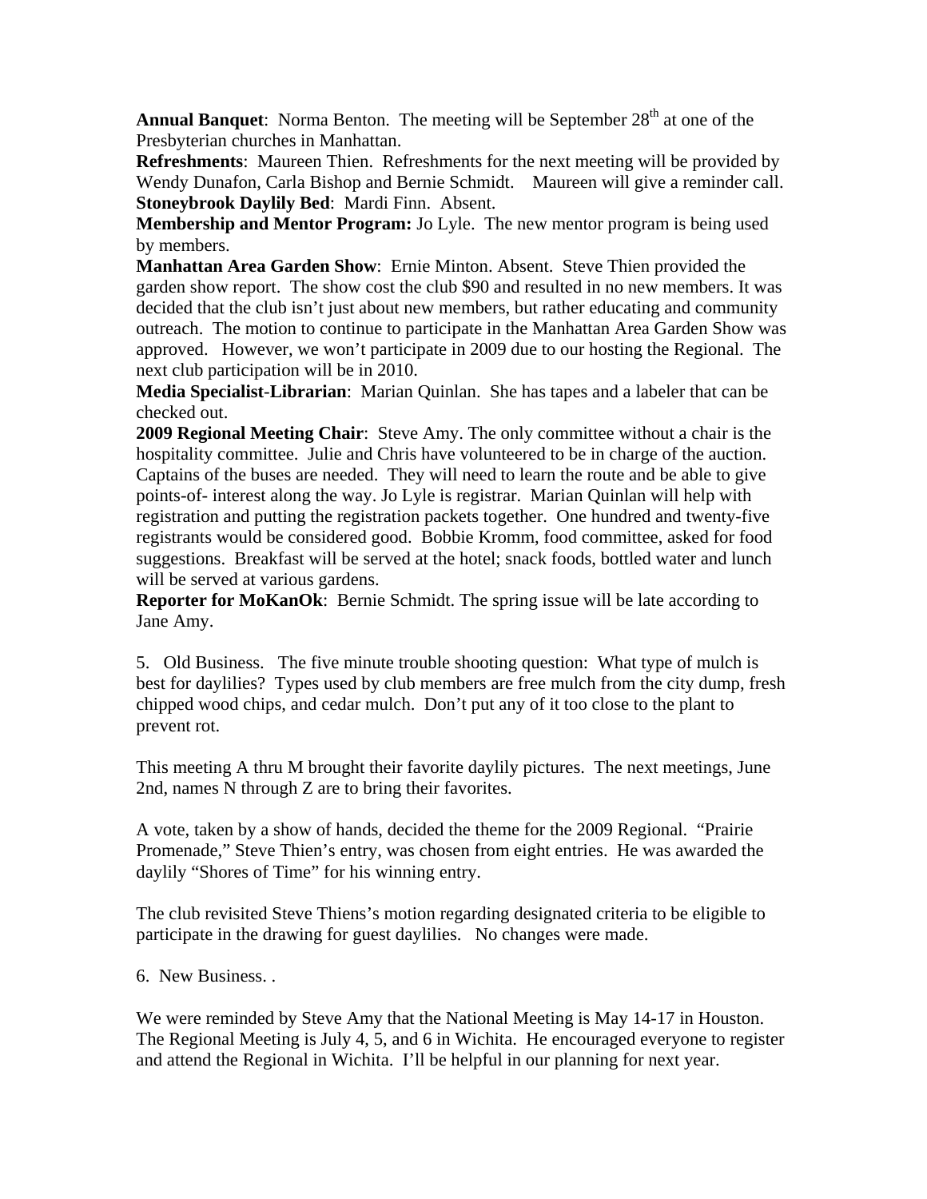**Annual Banquet**: Norma Benton. The meeting will be September 28th at one of the Presbyterian churches in Manhattan.
**Refreshments**: Maureen Thien. Refreshments for the next meeting will be provided by Wendy Dunafon, Carla Bishop and Bernie Schmidt. Maureen will give a reminder call.
**Stoneybrook Daylily Bed**: Mardi Finn. Absent.
**Membership and Mentor Program:** Jo Lyle. The new mentor program is being used by members.
**Manhattan Area Garden Show**: Ernie Minton. Absent. Steve Thien provided the garden show report. The show cost the club $90 and resulted in no new members. It was decided that the club isn't just about new members, but rather educating and community outreach. The motion to continue to participate in the Manhattan Area Garden Show was approved. However, we won't participate in 2009 due to our hosting the Regional. The next club participation will be in 2010.
**Media Specialist-Librarian**: Marian Quinlan. She has tapes and a labeler that can be checked out.
**2009 Regional Meeting Chair**: Steve Amy. The only committee without a chair is the hospitality committee. Julie and Chris have volunteered to be in charge of the auction. Captains of the buses are needed. They will need to learn the route and be able to give points-of- interest along the way. Jo Lyle is registrar. Marian Quinlan will help with registration and putting the registration packets together. One hundred and twenty-five registrants would be considered good. Bobbie Kromm, food committee, asked for food suggestions. Breakfast will be served at the hotel; snack foods, bottled water and lunch will be served at various gardens.
**Reporter for MoKanOk**: Bernie Schmidt. The spring issue will be late according to Jane Amy.

5. Old Business. The five minute trouble shooting question: What type of mulch is best for daylilies? Types used by club members are free mulch from the city dump, fresh chipped wood chips, and cedar mulch. Don't put any of it too close to the plant to prevent rot.

This meeting A thru M brought their favorite daylily pictures. The next meetings, June 2nd, names N through Z are to bring their favorites.

A vote, taken by a show of hands, decided the theme for the 2009 Regional. "Prairie Promenade," Steve Thien's entry, was chosen from eight entries. He was awarded the daylily "Shores of Time" for his winning entry.

The club revisited Steve Thiens's motion regarding designated criteria to be eligible to participate in the drawing for guest daylilies. No changes were made.

6. New Business. .

We were reminded by Steve Amy that the National Meeting is May 14-17 in Houston. The Regional Meeting is July 4, 5, and 6 in Wichita. He encouraged everyone to register and attend the Regional in Wichita. I'll be helpful in our planning for next year.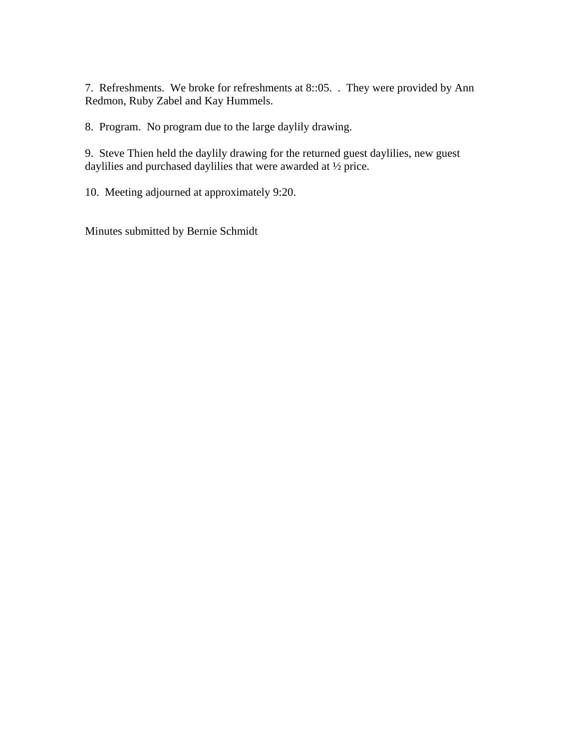7. Refreshments. We broke for refreshments at 8::05. . They were provided by Ann Redmon, Ruby Zabel and Kay Hummels.

8. Program. No program due to the large daylily drawing.

9. Steve Thien held the daylily drawing for the returned guest daylilies, new guest daylilies and purchased daylilies that were awarded at ½ price.

10. Meeting adjourned at approximately 9:20.

Minutes submitted by Bernie Schmidt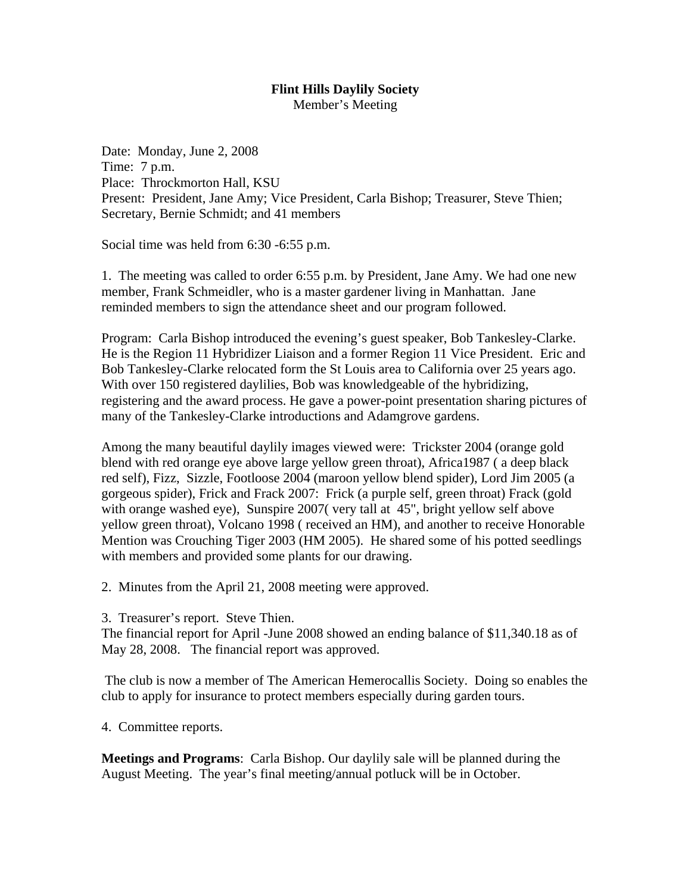**Flint Hills Daylily Society**
Member's Meeting

Date: Monday, June 2, 2008
Time: 7 p.m.
Place: Throckmorton Hall, KSU
Present: President, Jane Amy; Vice President, Carla Bishop; Treasurer, Steve Thien; Secretary, Bernie Schmidt; and 41 members

Social time was held from 6:30 -6:55 p.m.

1. The meeting was called to order 6:55 p.m. by President, Jane Amy. We had one new member, Frank Schmeidler, who is a master gardener living in Manhattan. Jane reminded members to sign the attendance sheet and our program followed.

Program: Carla Bishop introduced the evening's guest speaker, Bob Tankesley-Clarke. He is the Region 11 Hybridizer Liaison and a former Region 11 Vice President. Eric and Bob Tankesley-Clarke relocated form the St Louis area to California over 25 years ago. With over 150 registered daylilies, Bob was knowledgeable of the hybridizing, registering and the award process. He gave a power-point presentation sharing pictures of many of the Tankesley-Clarke introductions and Adamgrove gardens.

Among the many beautiful daylily images viewed were: Trickster 2004 (orange gold blend with red orange eye above large yellow green throat), Africa1987 ( a deep black red self), Fizz, Sizzle, Footloose 2004 (maroon yellow blend spider), Lord Jim 2005 (a gorgeous spider), Frick and Frack 2007: Frick (a purple self, green throat) Frack (gold with orange washed eye), Sunspire 2007( very tall at 45", bright yellow self above yellow green throat), Volcano 1998 ( received an HM), and another to receive Honorable Mention was Crouching Tiger 2003 (HM 2005). He shared some of his potted seedlings with members and provided some plants for our drawing.

2. Minutes from the April 21, 2008 meeting were approved.

3. Treasurer's report. Steve Thien.
The financial report for April -June 2008 showed an ending balance of $11,340.18 as of May 28, 2008. The financial report was approved.

The club is now a member of The American Hemerocallis Society. Doing so enables the club to apply for insurance to protect members especially during garden tours.

4. Committee reports.

**Meetings and Programs**: Carla Bishop. Our daylily sale will be planned during the August Meeting. The year's final meeting/annual potluck will be in October.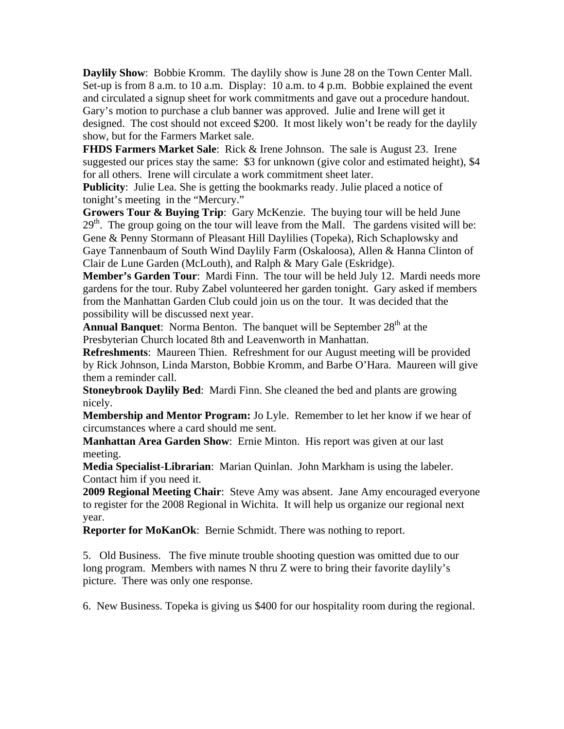**Daylily Show**: Bobbie Kromm. The daylily show is June 28 on the Town Center Mall. Set-up is from 8 a.m. to 10 a.m. Display: 10 a.m. to 4 p.m. Bobbie explained the event and circulated a signup sheet for work commitments and gave out a procedure handout. Gary's motion to purchase a club banner was approved. Julie and Irene will get it designed. The cost should not exceed $200. It most likely won't be ready for the daylily show, but for the Farmers Market sale.

**FHDS Farmers Market Sale**: Rick & Irene Johnson. The sale is August 23. Irene suggested our prices stay the same: $3 for unknown (give color and estimated height), $4 for all others. Irene will circulate a work commitment sheet later.

**Publicity**: Julie Lea. She is getting the bookmarks ready. Julie placed a notice of tonight's meeting in the "Mercury."

**Growers Tour & Buying Trip**: Gary McKenzie. The buying tour will be held June 29th. The group going on the tour will leave from the Mall. The gardens visited will be: Gene & Penny Stormann of Pleasant Hill Daylilies (Topeka), Rich Schaplowsky and Gaye Tannenbaum of South Wind Daylily Farm (Oskaloosa), Allen & Hanna Clinton of Clair de Lune Garden (McLouth), and Ralph & Mary Gale (Eskridge).

**Member's Garden Tour**: Mardi Finn. The tour will be held July 12. Mardi needs more gardens for the tour. Ruby Zabel volunteered her garden tonight. Gary asked if members from the Manhattan Garden Club could join us on the tour. It was decided that the possibility will be discussed next year.

**Annual Banquet**: Norma Benton. The banquet will be September 28th at the Presbyterian Church located 8th and Leavenworth in Manhattan.

**Refreshments**: Maureen Thien. Refreshment for our August meeting will be provided by Rick Johnson, Linda Marston, Bobbie Kromm, and Barbe O'Hara. Maureen will give them a reminder call.

**Stoneybrook Daylily Bed**: Mardi Finn. She cleaned the bed and plants are growing nicely.

**Membership and Mentor Program:** Jo Lyle. Remember to let her know if we hear of circumstances where a card should me sent.

**Manhattan Area Garden Show**: Ernie Minton. His report was given at our last meeting.

**Media Specialist-Librarian**: Marian Quinlan. John Markham is using the labeler. Contact him if you need it.

**2009 Regional Meeting Chair**: Steve Amy was absent. Jane Amy encouraged everyone to register for the 2008 Regional in Wichita. It will help us organize our regional next year.

**Reporter for MoKanOk**: Bernie Schmidt. There was nothing to report.

5. Old Business. The five minute trouble shooting question was omitted due to our long program. Members with names N thru Z were to bring their favorite daylily's picture. There was only one response.

6. New Business. Topeka is giving us $400 for our hospitality room during the regional.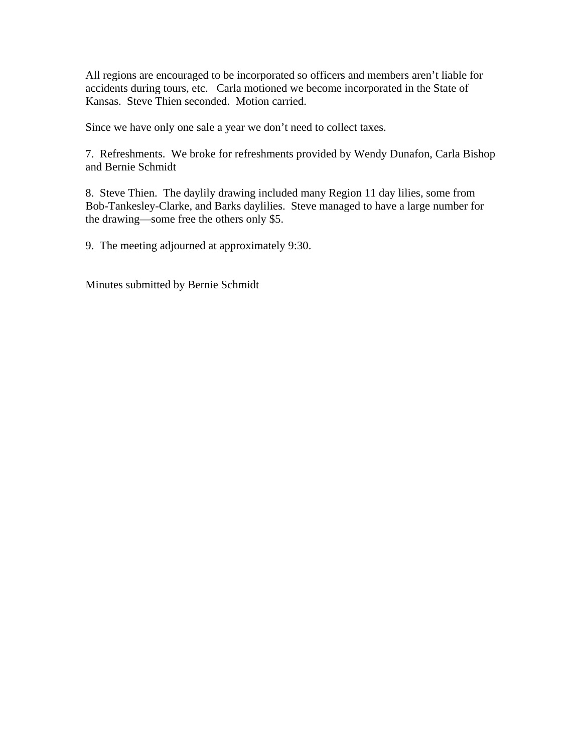All regions are encouraged to be incorporated so officers and members aren't liable for accidents during tours, etc. Carla motioned we become incorporated in the State of Kansas. Steve Thien seconded. Motion carried.

Since we have only one sale a year we don't need to collect taxes.

7. Refreshments. We broke for refreshments provided by Wendy Dunafon, Carla Bishop and Bernie Schmidt

8. Steve Thien. The daylily drawing included many Region 11 day lilies, some from Bob-Tankesley-Clarke, and Barks daylilies. Steve managed to have a large number for the drawing—some free the others only $5.

9. The meeting adjourned at approximately 9:30.

Minutes submitted by Bernie Schmidt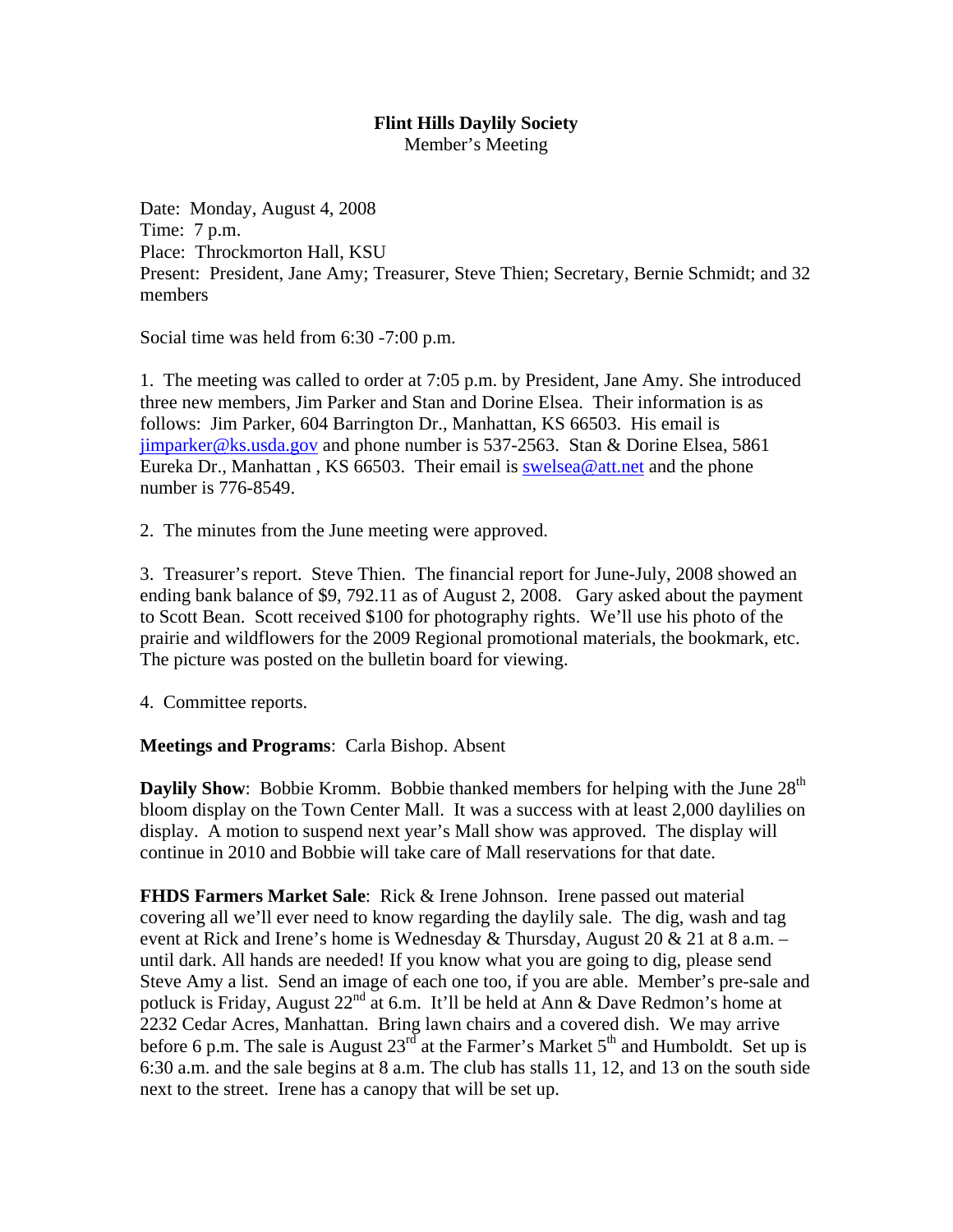**Flint Hills Daylily Society**
Member's Meeting

Date: Monday, August 4, 2008
Time: 7 p.m.
Place: Throckmorton Hall, KSU
Present: President, Jane Amy; Treasurer, Steve Thien; Secretary, Bernie Schmidt; and 32 members

Social time was held from 6:30 -7:00 p.m.

1. The meeting was called to order at 7:05 p.m. by President, Jane Amy. She introduced three new members, Jim Parker and Stan and Dorine Elsea. Their information is as follows: Jim Parker, 604 Barrington Dr., Manhattan, KS 66503. His email is jimparker@ks.usda.gov and phone number is 537-2563. Stan & Dorine Elsea, 5861 Eureka Dr., Manhattan , KS 66503. Their email is swelsea@att.net and the phone number is 776-8549.

2. The minutes from the June meeting were approved.

3. Treasurer's report. Steve Thien. The financial report for June-July, 2008 showed an ending bank balance of $9, 792.11 as of August 2, 2008. Gary asked about the payment to Scott Bean. Scott received $100 for photography rights. We'll use his photo of the prairie and wildflowers for the 2009 Regional promotional materials, the bookmark, etc. The picture was posted on the bulletin board for viewing.

4. Committee reports.

**Meetings and Programs**: Carla Bishop. Absent

**Daylily Show**: Bobbie Kromm. Bobbie thanked members for helping with the June 28th bloom display on the Town Center Mall. It was a success with at least 2,000 daylilies on display. A motion to suspend next year's Mall show was approved. The display will continue in 2010 and Bobbie will take care of Mall reservations for that date.

**FHDS Farmers Market Sale**: Rick & Irene Johnson. Irene passed out material covering all we'll ever need to know regarding the daylily sale. The dig, wash and tag event at Rick and Irene's home is Wednesday & Thursday, August 20 & 21 at 8 a.m. – until dark. All hands are needed! If you know what you are going to dig, please send Steve Amy a list. Send an image of each one too, if you are able. Member's pre-sale and potluck is Friday, August 22nd at 6.m. It'll be held at Ann & Dave Redmon's home at 2232 Cedar Acres, Manhattan. Bring lawn chairs and a covered dish. We may arrive before 6 p.m. The sale is August 23rd at the Farmer's Market 5th and Humboldt. Set up is 6:30 a.m. and the sale begins at 8 a.m. The club has stalls 11, 12, and 13 on the south side next to the street. Irene has a canopy that will be set up.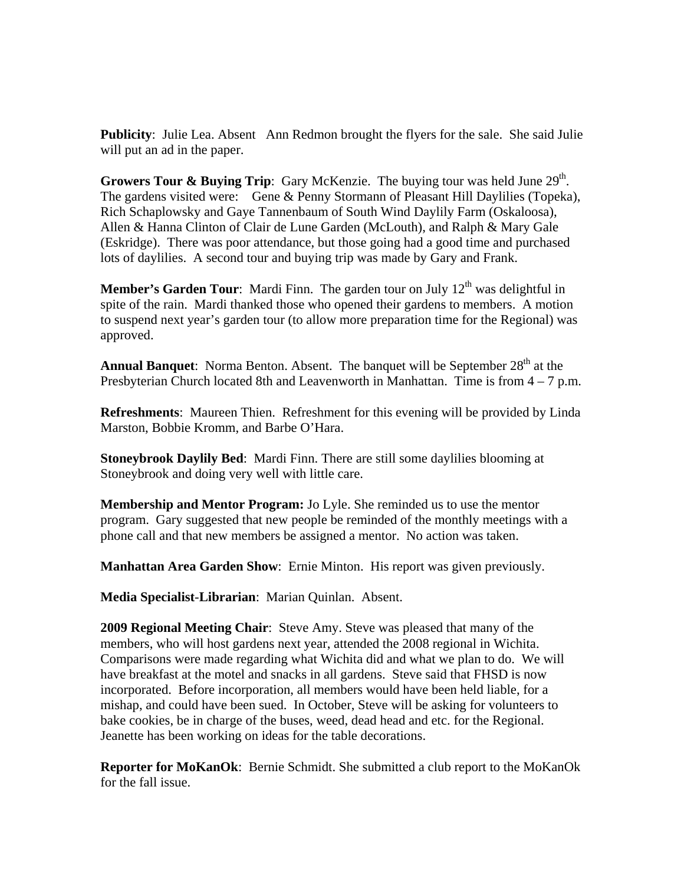**Publicity**: Julie Lea. Absent Ann Redmon brought the flyers for the sale. She said Julie will put an ad in the paper.

**Growers Tour & Buying Trip**: Gary McKenzie. The buying tour was held June 29th. The gardens visited were: Gene & Penny Stormann of Pleasant Hill Daylilies (Topeka), Rich Schaplowsky and Gaye Tannenbaum of South Wind Daylily Farm (Oskaloosa), Allen & Hanna Clinton of Clair de Lune Garden (McLouth), and Ralph & Mary Gale (Eskridge). There was poor attendance, but those going had a good time and purchased lots of daylilies. A second tour and buying trip was made by Gary and Frank.

**Member's Garden Tour**: Mardi Finn. The garden tour on July 12th was delightful in spite of the rain. Mardi thanked those who opened their gardens to members. A motion to suspend next year's garden tour (to allow more preparation time for the Regional) was approved.

**Annual Banquet**: Norma Benton. Absent. The banquet will be September 28th at the Presbyterian Church located 8th and Leavenworth in Manhattan. Time is from 4 – 7 p.m.

**Refreshments**: Maureen Thien. Refreshment for this evening will be provided by Linda Marston, Bobbie Kromm, and Barbe O'Hara.

**Stoneybrook Daylily Bed**: Mardi Finn. There are still some daylilies blooming at Stoneybrook and doing very well with little care.

**Membership and Mentor Program:** Jo Lyle. She reminded us to use the mentor program. Gary suggested that new people be reminded of the monthly meetings with a phone call and that new members be assigned a mentor. No action was taken.

**Manhattan Area Garden Show**: Ernie Minton. His report was given previously.

**Media Specialist-Librarian**: Marian Quinlan. Absent.

**2009 Regional Meeting Chair**: Steve Amy. Steve was pleased that many of the members, who will host gardens next year, attended the 2008 regional in Wichita. Comparisons were made regarding what Wichita did and what we plan to do. We will have breakfast at the motel and snacks in all gardens. Steve said that FHSD is now incorporated. Before incorporation, all members would have been held liable, for a mishap, and could have been sued. In October, Steve will be asking for volunteers to bake cookies, be in charge of the buses, weed, dead head and etc. for the Regional. Jeanette has been working on ideas for the table decorations.

**Reporter for MoKanOk**: Bernie Schmidt. She submitted a club report to the MoKanOk for the fall issue.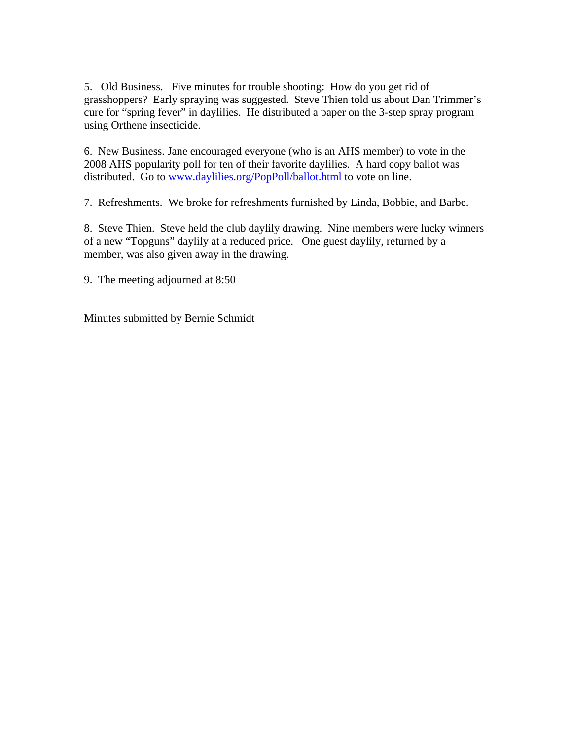5. Old Business. Five minutes for trouble shooting: How do you get rid of grasshoppers? Early spraying was suggested. Steve Thien told us about Dan Trimmer's cure for "spring fever" in daylilies. He distributed a paper on the 3-step spray program using Orthene insecticide.

6. New Business. Jane encouraged everyone (who is an AHS member) to vote in the 2008 AHS popularity poll for ten of their favorite daylilies. A hard copy ballot was distributed. Go to [www.daylilies.org/PopPoll/ballot.html](http://www.daylilies.org/PopPoll/ballot.html) to vote on line.

7. Refreshments. We broke for refreshments furnished by Linda, Bobbie, and Barbe.

8. Steve Thien. Steve held the club daylily drawing. Nine members were lucky winners of a new "Topguns" daylily at a reduced price. One guest daylily, returned by a member, was also given away in the drawing.

9. The meeting adjourned at 8:50

Minutes submitted by Bernie Schmidt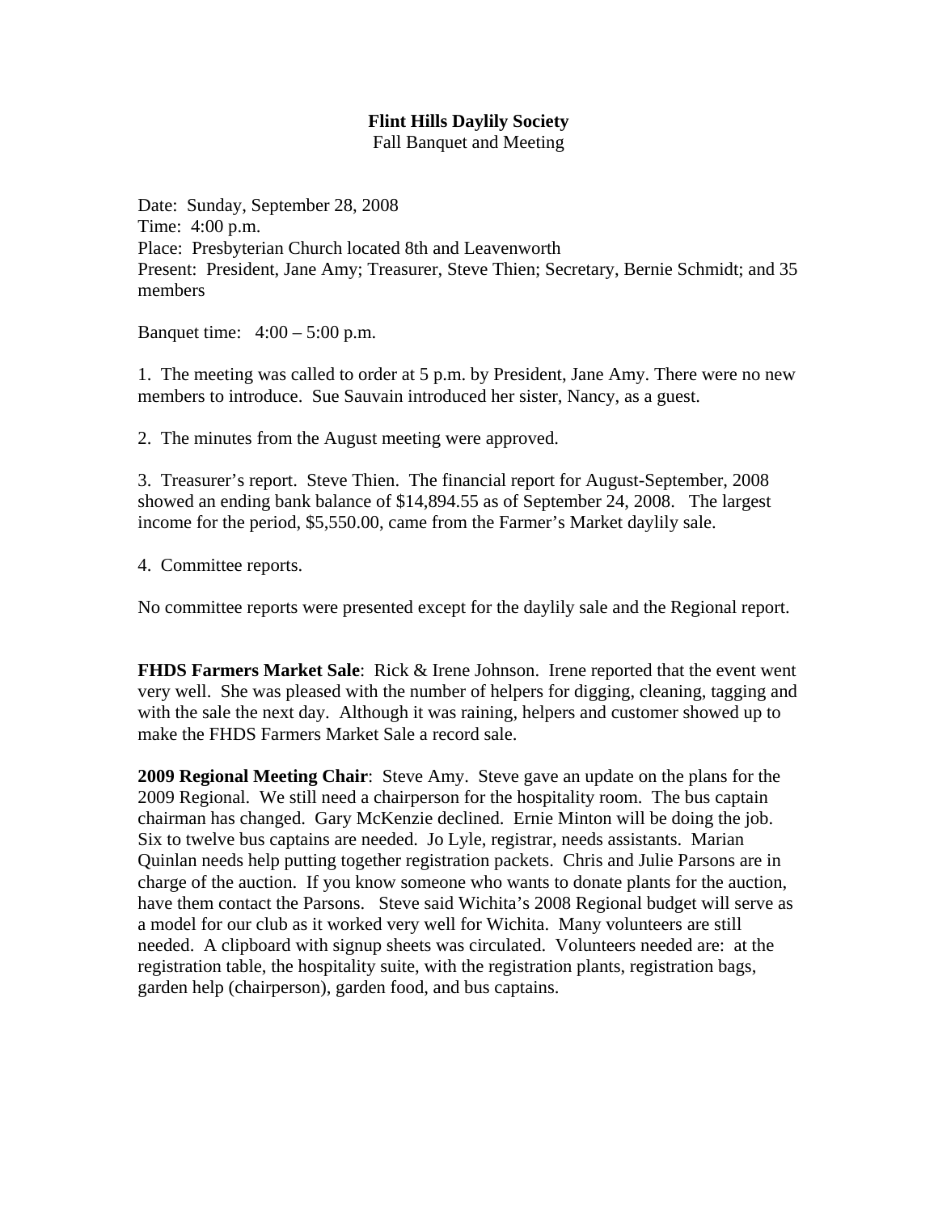**Flint Hills Daylily Society**
Fall Banquet and Meeting

Date: Sunday, September 28, 2008
Time: 4:00 p.m.
Place: Presbyterian Church located 8th and Leavenworth
Present: President, Jane Amy; Treasurer, Steve Thien; Secretary, Bernie Schmidt; and 35 members

Banquet time: 4:00 – 5:00 p.m.

1. The meeting was called to order at 5 p.m. by President, Jane Amy. There were no new members to introduce. Sue Sauvain introduced her sister, Nancy, as a guest.

2. The minutes from the August meeting were approved.

3. Treasurer's report. Steve Thien. The financial report for August-September, 2008 showed an ending bank balance of $14,894.55 as of September 24, 2008. The largest income for the period, $5,550.00, came from the Farmer's Market daylily sale.

4. Committee reports.

No committee reports were presented except for the daylily sale and the Regional report.

**FHDS Farmers Market Sale**: Rick & Irene Johnson. Irene reported that the event went very well. She was pleased with the number of helpers for digging, cleaning, tagging and with the sale the next day. Although it was raining, helpers and customer showed up to make the FHDS Farmers Market Sale a record sale.

**2009 Regional Meeting Chair**: Steve Amy. Steve gave an update on the plans for the 2009 Regional. We still need a chairperson for the hospitality room. The bus captain chairman has changed. Gary McKenzie declined. Ernie Minton will be doing the job. Six to twelve bus captains are needed. Jo Lyle, registrar, needs assistants. Marian Quinlan needs help putting together registration packets. Chris and Julie Parsons are in charge of the auction. If you know someone who wants to donate plants for the auction, have them contact the Parsons. Steve said Wichita's 2008 Regional budget will serve as a model for our club as it worked very well for Wichita. Many volunteers are still needed. A clipboard with signup sheets was circulated. Volunteers needed are: at the registration table, the hospitality suite, with the registration plants, registration bags, garden help (chairperson), garden food, and bus captains.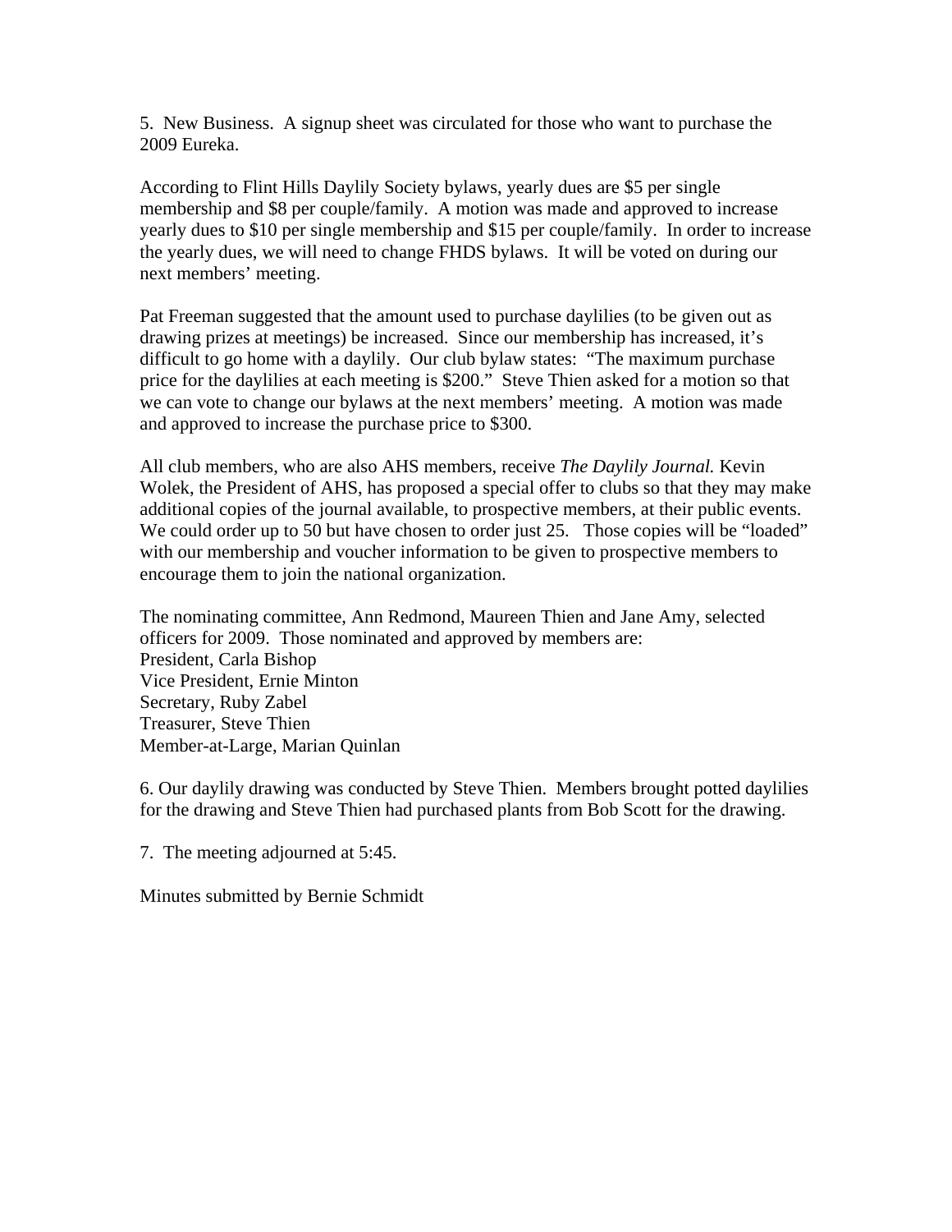5. New Business. A signup sheet was circulated for those who want to purchase the 2009 Eureka.

According to Flint Hills Daylily Society bylaws, yearly dues are $5 per single membership and $8 per couple/family. A motion was made and approved to increase yearly dues to $10 per single membership and $15 per couple/family. In order to increase the yearly dues, we will need to change FHDS bylaws. It will be voted on during our next members' meeting.

Pat Freeman suggested that the amount used to purchase daylilies (to be given out as drawing prizes at meetings) be increased. Since our membership has increased, it's difficult to go home with a daylily. Our club bylaw states: "The maximum purchase price for the daylilies at each meeting is $200." Steve Thien asked for a motion so that we can vote to change our bylaws at the next members' meeting. A motion was made and approved to increase the purchase price to $300.

All club members, who are also AHS members, receive *The Daylily Journal.* Kevin Wolek, the President of AHS, has proposed a special offer to clubs so that they may make additional copies of the journal available, to prospective members, at their public events. We could order up to 50 but have chosen to order just 25. Those copies will be "loaded" with our membership and voucher information to be given to prospective members to encourage them to join the national organization.

The nominating committee, Ann Redmond, Maureen Thien and Jane Amy, selected officers for 2009. Those nominated and approved by members are:
President, Carla Bishop
Vice President, Ernie Minton
Secretary, Ruby Zabel
Treasurer, Steve Thien
Member-at-Large, Marian Quinlan

6. Our daylily drawing was conducted by Steve Thien. Members brought potted daylilies for the drawing and Steve Thien had purchased plants from Bob Scott for the drawing.

7. The meeting adjourned at 5:45.

Minutes submitted by Bernie Schmidt